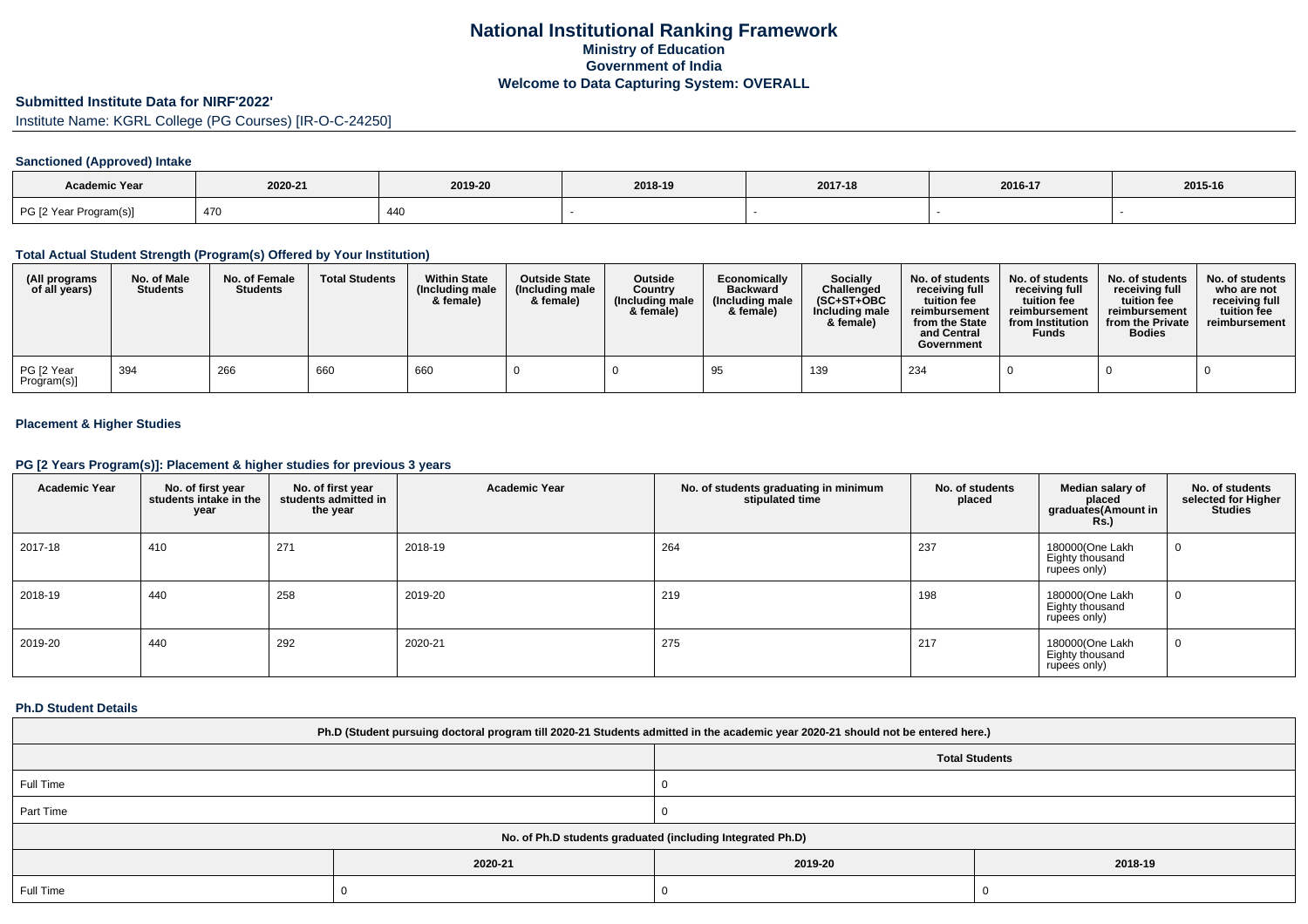# National Institutional Ranking Framework

### Ministry of Education

### Government of India

### Welcome to Data Capturing System: OVERALL

## Submitted Institute Data for NIRF'2022'

Institute Name: KGRL College (PG Courses) [IR-O-C-24250]

### Sanctioned (Approved) Intake

| Academic Year | 2020-21 | 2019-20 | 2018-19 | 2017-18 | 2016-17 | 2015-16 |
|---|---|---|---|---|---|---|
| PG [2 Year Program(s)] | 470 | 440 | - | - | - | - |

### Total Actual Student Strength (Program(s) Offered by Your Institution)

| (All programs of all years) | No. of Male Students | No. of Female Students | Total Students | Within State (Including male & female) | Outside State (Including male & female) | Outside Country (Including male & female) | Economically Backward (Including male & female) | Socially Challenged (SC+ST+OBC Including male & female) | No. of students receiving full tuition fee reimbursement from the State and Central Government | No. of students receiving full tuition fee reimbursement from Institution Funds | No. of students receiving full tuition fee reimbursement from the Private Bodies | No. of students who are not receiving full tuition fee reimbursement |
|---|---|---|---|---|---|---|---|---|---|---|---|---|
| PG [2 Year Program(s)] | 394 | 266 | 660 | 660 | 0 | 0 | 95 | 139 | 234 | 0 | 0 | 0 |

### Placement & Higher Studies

### PG [2 Years Program(s)]: Placement & higher studies for previous 3 years

| Academic Year | No. of first year students intake in the year | No. of first year students admitted in the year | Academic Year | No. of students graduating in minimum stipulated time | No. of students placed | Median salary of placed graduates(Amount in Rs.) | No. of students selected for Higher Studies |
|---|---|---|---|---|---|---|---|
| 2017-18 | 410 | 271 | 2018-19 | 264 | 237 | 180000(One Lakh Eighty thousand rupees only) | 0 |
| 2018-19 | 440 | 258 | 2019-20 | 219 | 198 | 180000(One Lakh Eighty thousand rupees only) | 0 |
| 2019-20 | 440 | 292 | 2020-21 | 275 | 217 | 180000(One Lakh Eighty thousand rupees only) | 0 |

### Ph.D Student Details

| Ph.D (Student pursuing doctoral program till 2020-21 Students admitted in the academic year 2020-21 should not be entered here.) | | | |
|---|---|---|---|
| | Total Students | | |
| Full Time | 0 | | |
| Part Time | 0 | | |
| No. of Ph.D students graduated (including Integrated Ph.D) | | | |
| | 2020-21 | 2019-20 | 2018-19 |
| Full Time | 0 | 0 | 0 |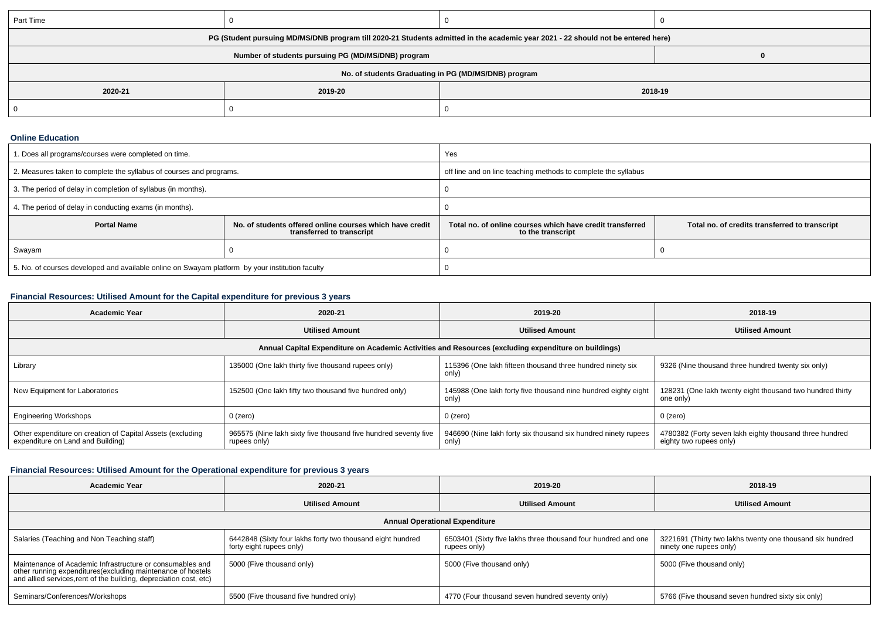| Part Time | 0 | 0 | 0 |
|---|---|---|---|
| PG (Student pursuing MD/MS/DNB program till 2020-21 Students admitted in the academic year 2021 - 22 should not be entered here) | | | |
| Number of students pursuing PG (MD/MS/DNB) program | | | 0 |
| No. of students Graduating in PG (MD/MS/DNB) program | | | |
| 2020-21 | 2019-20 | 2018-19 | |
| 0 | 0 | 0 | |

### Online Education

| 1. Does all programs/courses were completed on time. | | Yes | |
|---|---|---|---|
| 2. Measures taken to complete the syllabus of courses and programs. | | off line and on line teaching methods to complete the syllabus | |
| 3. The period of delay in completion of syllabus (in months). | | 0 | |
| 4. The period of delay in conducting exams (in months). | | 0 | |
| **Portal Name** | **No. of students offered online courses which have credit transferred to transcript** | **Total no. of online courses which have credit transferred to the transcript** | **Total no. of credits transferred to transcript** |
| Swayam | 0 | 0 | 0 |
| 5. No. of courses developed and available online on Swayam platform by your institution faculty | | 0 | |

### Financial Resources: Utilised Amount for the Capital expenditure for previous 3 years

| Academic Year | 2020-21 | 2019-20 | 2018-19 |
|---|---|---|---|
| | Utilised Amount | Utilised Amount | Utilised Amount |
| Annual Capital Expenditure on Academic Activities and Resources (excluding expenditure on buildings) | | | |
| Library | 135000 (One lakh thirty five thousand rupees only) | 115396 (One lakh fifteen thousand three hundred ninety six only) | 9326 (Nine thousand three hundred twenty six only) |
| New Equipment for Laboratories | 152500 (One lakh fifty two thousand five hundred only) | 145988 (One lakh forty five thousand nine hundred eighty eight only) | 128231 (One lakh twenty eight thousand two hundred thirty one only) |
| Engineering Workshops | 0 (zero) | 0 (zero) | 0 (zero) |
| Other expenditure on creation of Capital Assets (excluding expenditure on Land and Building) | 965575 (Nine lakh sixty five thousand five hundred seventy five rupees only) | 946690 (Nine lakh forty six thousand six hundred ninety rupees only) | 4780382 (Forty seven lakh eighty thousand three hundred eighty two rupees only) |

### Financial Resources: Utilised Amount for the Operational expenditure for previous 3 years

| Academic Year | 2020-21 | 2019-20 | 2018-19 |
|---|---|---|---|
| | Utilised Amount | Utilised Amount | Utilised Amount |
| Annual Operational Expenditure | | | |
| Salaries (Teaching and Non Teaching staff) | 6442848 (Sixty four lakhs forty two thousand eight hundred forty eight rupees only) | 6503401 (Sixty five lakhs three thousand four hundred and one rupees only) | 3221691 (Thirty two lakhs twenty one thousand six hundred ninety one rupees only) |
| Maintenance of Academic Infrastructure or consumables and other running expenditures(excluding maintenance of hostels and allied services,rent of the building, depreciation cost, etc) | 5000 (Five thousand only) | 5000 (Five thousand only) | 5000 (Five thousand only) |
| Seminars/Conferences/Workshops | 5500 (Five thousand five hundred only) | 4770 (Four thousand seven hundred seventy only) | 5766 (Five thousand seven hundred sixty six only) |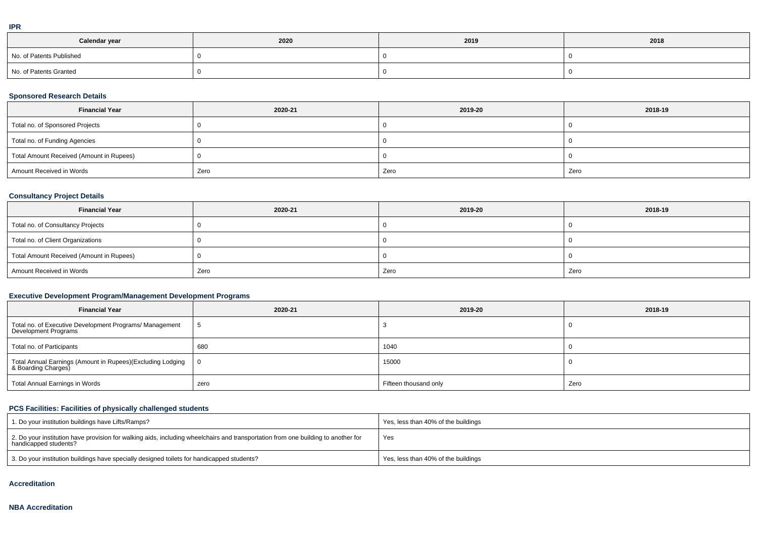### IPR

| Calendar year | 2020 | 2019 | 2018 |
|---|---|---|---|
| No. of Patents Published | 0 | 0 | 0 |
| No. of Patents Granted | 0 | 0 | 0 |

### Sponsored Research Details

| Financial Year | 2020-21 | 2019-20 | 2018-19 |
|---|---|---|---|
| Total no. of Sponsored Projects | 0 | 0 | 0 |
| Total no. of Funding Agencies | 0 | 0 | 0 |
| Total Amount Received (Amount in Rupees) | 0 | 0 | 0 |
| Amount Received in Words | Zero | Zero | Zero |

### Consultancy Project Details

| Financial Year | 2020-21 | 2019-20 | 2018-19 |
|---|---|---|---|
| Total no. of Consultancy Projects | 0 | 0 | 0 |
| Total no. of Client Organizations | 0 | 0 | 0 |
| Total Amount Received (Amount in Rupees) | 0 | 0 | 0 |
| Amount Received in Words | Zero | Zero | Zero |

### Executive Development Program/Management Development Programs

| Financial Year | 2020-21 | 2019-20 | 2018-19 |
|---|---|---|---|
| Total no. of Executive Development Programs/ Management Development Programs | 5 | 3 | 0 |
| Total no. of Participants | 680 | 1040 | 0 |
| Total Annual Earnings (Amount in Rupees)(Excluding Lodging & Boarding Charges) | 0 | 15000 | 0 |
| Total Annual Earnings in Words | zero | Fifteen thousand only | Zero |

### PCS Facilities: Facilities of physically challenged students

| | |
|---|---|
| 1. Do your institution buildings have Lifts/Ramps? | Yes, less than 40% of the buildings |
| 2. Do your institution have provision for walking aids, including wheelchairs and transportation from one building to another for handicapped students? | Yes |
| 3. Do your institution buildings have specially designed toilets for handicapped students? | Yes, less than 40% of the buildings |

### Accreditation

### NBA Accreditation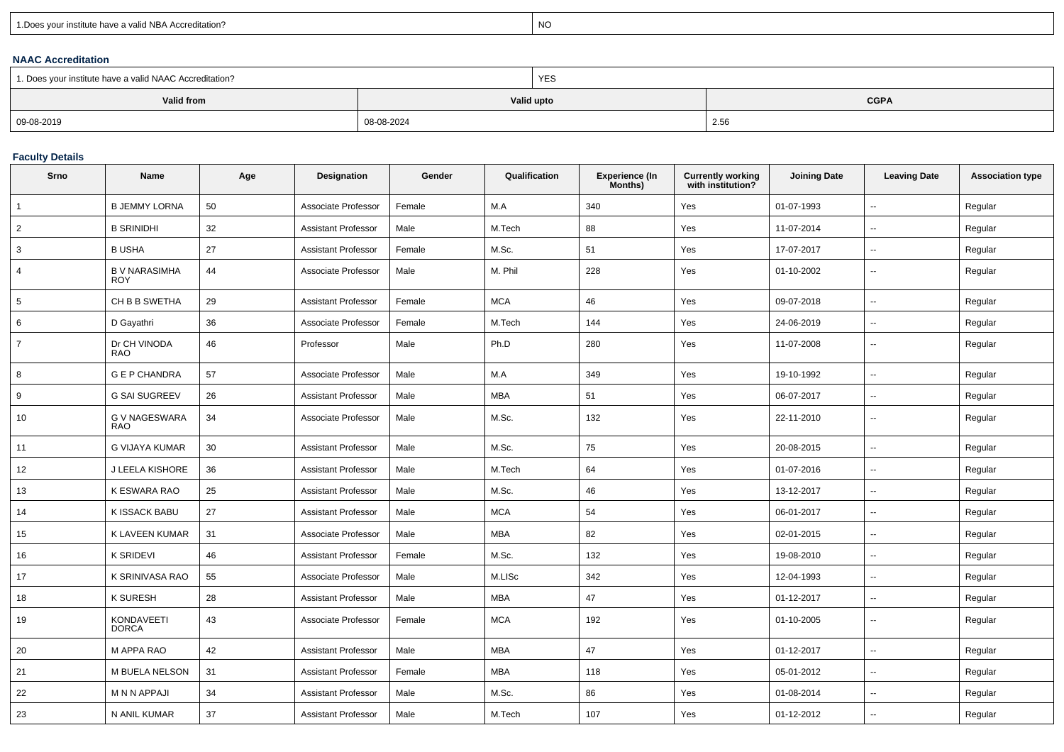| 1.Does your institute have a valid NBA Accreditation? | NO |
|---|---|

### NAAC Accreditation

| 1. Does your institute have a valid NAAC Accreditation? | YES | |
|---|---|---|
| **Valid from** | **Valid upto** | **CGPA** |
| 09-08-2019 | 08-08-2024 | 2.56 |

### Faculty Details

| Srno | Name | Age | Designation | Gender | Qualification | Experience (In Months) | Currently working with institution? | Joining Date | Leaving Date | Association type |
|---|---|---|---|---|---|---|---|---|---|---|
| 1 | B JEMMY LORNA | 50 | Associate Professor | Female | M.A | 340 | Yes | 01-07-1993 | -- | Regular |
| 2 | B SRINIDHI | 32 | Assistant Professor | Male | M.Tech | 88 | Yes | 11-07-2014 | -- | Regular |
| 3 | B USHA | 27 | Assistant Professor | Female | M.Sc. | 51 | Yes | 17-07-2017 | -- | Regular |
| 4 | B V NARASIMHA ROY | 44 | Associate Professor | Male | M. Phil | 228 | Yes | 01-10-2002 | -- | Regular |
| 5 | CH B B SWETHA | 29 | Assistant Professor | Female | MCA | 46 | Yes | 09-07-2018 | -- | Regular |
| 6 | D Gayathri | 36 | Associate Professor | Female | M.Tech | 144 | Yes | 24-06-2019 | -- | Regular |
| 7 | Dr CH VINODA RAO | 46 | Professor | Male | Ph.D | 280 | Yes | 11-07-2008 | -- | Regular |
| 8 | G E P CHANDRA | 57 | Associate Professor | Male | M.A | 349 | Yes | 19-10-1992 | -- | Regular |
| 9 | G SAI SUGREEV | 26 | Assistant Professor | Male | MBA | 51 | Yes | 06-07-2017 | -- | Regular |
| 10 | G V NAGESWARA RAO | 34 | Associate Professor | Male | M.Sc. | 132 | Yes | 22-11-2010 | -- | Regular |
| 11 | G VIJAYA KUMAR | 30 | Assistant Professor | Male | M.Sc. | 75 | Yes | 20-08-2015 | -- | Regular |
| 12 | J LEELA KISHORE | 36 | Assistant Professor | Male | M.Tech | 64 | Yes | 01-07-2016 | -- | Regular |
| 13 | K ESWARA RAO | 25 | Assistant Professor | Male | M.Sc. | 46 | Yes | 13-12-2017 | -- | Regular |
| 14 | K ISSACK BABU | 27 | Assistant Professor | Male | MCA | 54 | Yes | 06-01-2017 | -- | Regular |
| 15 | K LAVEEN KUMAR | 31 | Associate Professor | Male | MBA | 82 | Yes | 02-01-2015 | -- | Regular |
| 16 | K SRIDEVI | 46 | Assistant Professor | Female | M.Sc. | 132 | Yes | 19-08-2010 | -- | Regular |
| 17 | K SRINIVASA RAO | 55 | Associate Professor | Male | M.LISc | 342 | Yes | 12-04-1993 | -- | Regular |
| 18 | K SURESH | 28 | Assistant Professor | Male | MBA | 47 | Yes | 01-12-2017 | -- | Regular |
| 19 | KONDAVEETI DORCA | 43 | Associate Professor | Female | MCA | 192 | Yes | 01-10-2005 | -- | Regular |
| 20 | M APPA RAO | 42 | Assistant Professor | Male | MBA | 47 | Yes | 01-12-2017 | -- | Regular |
| 21 | M BUELA NELSON | 31 | Assistant Professor | Female | MBA | 118 | Yes | 05-01-2012 | -- | Regular |
| 22 | M N N APPAJI | 34 | Assistant Professor | Male | M.Sc. | 86 | Yes | 01-08-2014 | -- | Regular |
| 23 | N ANIL KUMAR | 37 | Assistant Professor | Male | M.Tech | 107 | Yes | 01-12-2012 | -- | Regular |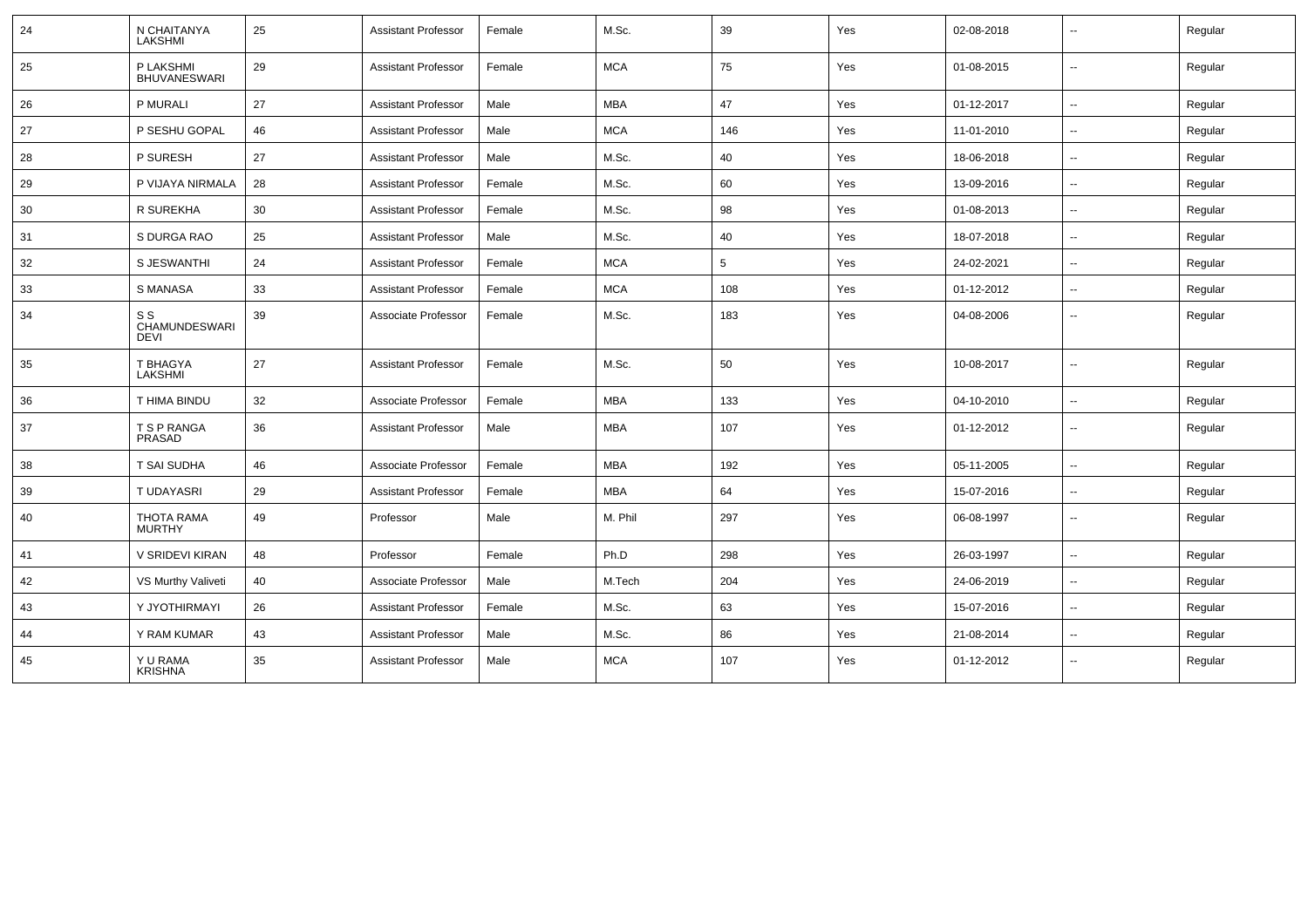| | | | | | | | | | | |
|---|---|---|---|---|---|---|---|---|---|---|
| 24 | N CHAITANYA LAKSHMI | 25 | Assistant Professor | Female | M.Sc. | 39 | Yes | 02-08-2018 | -- | Regular |
| 25 | P LAKSHMI BHUVANESWARI | 29 | Assistant Professor | Female | MCA | 75 | Yes | 01-08-2015 | -- | Regular |
| 26 | P MURALI | 27 | Assistant Professor | Male | MBA | 47 | Yes | 01-12-2017 | -- | Regular |
| 27 | P SESHU GOPAL | 46 | Assistant Professor | Male | MCA | 146 | Yes | 11-01-2010 | -- | Regular |
| 28 | P SURESH | 27 | Assistant Professor | Male | M.Sc. | 40 | Yes | 18-06-2018 | -- | Regular |
| 29 | P VIJAYA NIRMALA | 28 | Assistant Professor | Female | M.Sc. | 60 | Yes | 13-09-2016 | -- | Regular |
| 30 | R SUREKHA | 30 | Assistant Professor | Female | M.Sc. | 98 | Yes | 01-08-2013 | -- | Regular |
| 31 | S DURGA RAO | 25 | Assistant Professor | Male | M.Sc. | 40 | Yes | 18-07-2018 | -- | Regular |
| 32 | S JESWANTHI | 24 | Assistant Professor | Female | MCA | 5 | Yes | 24-02-2021 | -- | Regular |
| 33 | S MANASA | 33 | Assistant Professor | Female | MCA | 108 | Yes | 01-12-2012 | -- | Regular |
| 34 | S S CHAMUNDESWARI DEVI | 39 | Associate Professor | Female | M.Sc. | 183 | Yes | 04-08-2006 | -- | Regular |
| 35 | T BHAGYA LAKSHMI | 27 | Assistant Professor | Female | M.Sc. | 50 | Yes | 10-08-2017 | -- | Regular |
| 36 | T HIMA BINDU | 32 | Associate Professor | Female | MBA | 133 | Yes | 04-10-2010 | -- | Regular |
| 37 | T S P RANGA PRASAD | 36 | Assistant Professor | Male | MBA | 107 | Yes | 01-12-2012 | -- | Regular |
| 38 | T SAI SUDHA | 46 | Associate Professor | Female | MBA | 192 | Yes | 05-11-2005 | -- | Regular |
| 39 | T UDAYASRI | 29 | Assistant Professor | Female | MBA | 64 | Yes | 15-07-2016 | -- | Regular |
| 40 | THOTA RAMA MURTHY | 49 | Professor | Male | M. Phil | 297 | Yes | 06-08-1997 | -- | Regular |
| 41 | V SRIDEVI KIRAN | 48 | Professor | Female | Ph.D | 298 | Yes | 26-03-1997 | -- | Regular |
| 42 | VS Murthy Valiveti | 40 | Associate Professor | Male | M.Tech | 204 | Yes | 24-06-2019 | -- | Regular |
| 43 | Y JYOTHIRMAYI | 26 | Assistant Professor | Female | M.Sc. | 63 | Yes | 15-07-2016 | -- | Regular |
| 44 | Y RAM KUMAR | 43 | Assistant Professor | Male | M.Sc. | 86 | Yes | 21-08-2014 | -- | Regular |
| 45 | Y U RAMA KRISHNA | 35 | Assistant Professor | Male | MCA | 107 | Yes | 01-12-2012 | -- | Regular |